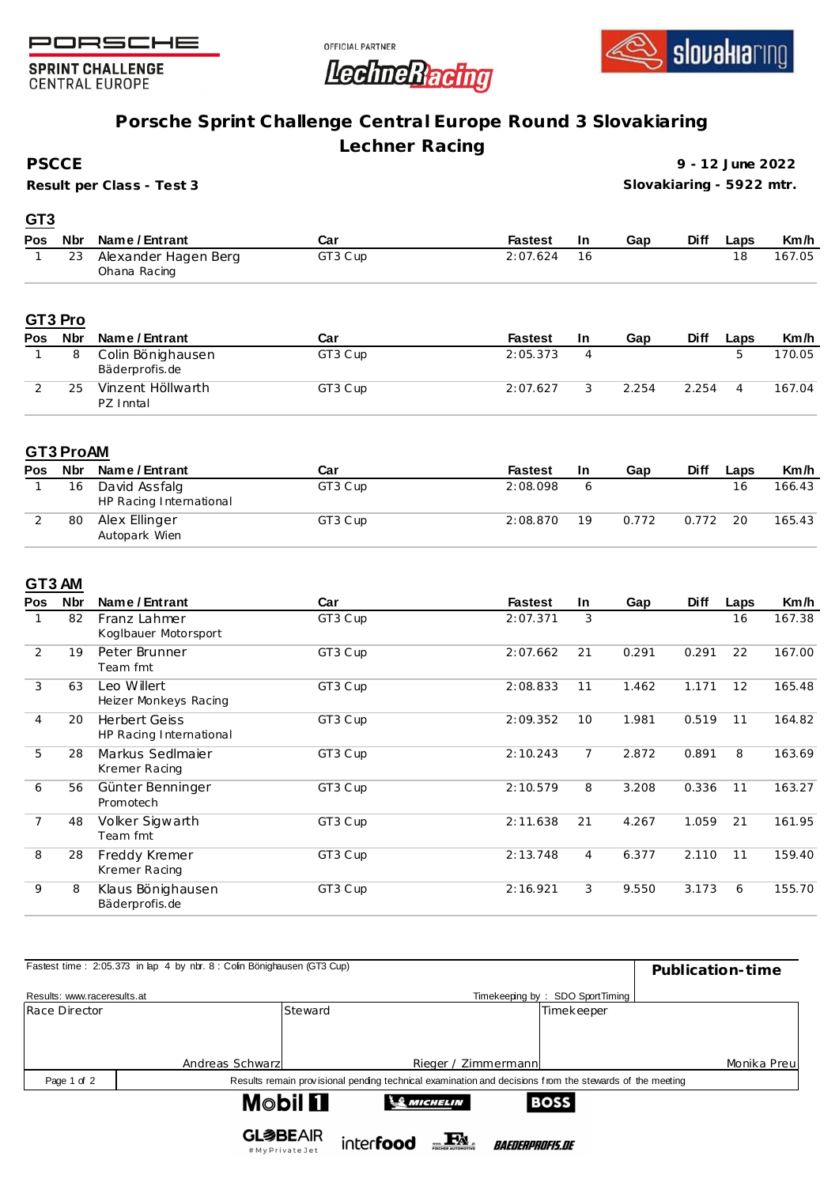PORSCHE
SPRINT CHALLENGE
CENTRAL EUROPE

OFFICIAL PARTNER
LechneRRacing

slovakiaring

# Porsche Sprint Challenge Central Europe Round 3 Slovakiaring
## Lechner Racing

**PSCCE** — **9 - 12 June 2022**

**Result per Class - Test 3** — **Slovakiaring - 5922 mtr.**

### GT3

| Pos | Nbr | Name / Entrant | Car | Fastest | In | Gap | Diff | Laps | Km/h |
|---|---|---|---|---|---|---|---|---|---|
| 1 | 23 | Alexander Hagen Berg<br>Ohana Racing | GT3 Cup | 2:07.624 | 16 | | | 18 | 167.05 |

### GT3 Pro

| Pos | Nbr | Name / Entrant | Car | Fastest | In | Gap | Diff | Laps | Km/h |
|---|---|---|---|---|---|---|---|---|---|
| 1 | 8 | Colin Bönighausen<br>Bäderprofis.de | GT3 Cup | 2:05.373 | 4 | | | 5 | 170.05 |
| 2 | 25 | Vinzent Höllwarth<br>PZ Inntal | GT3 Cup | 2:07.627 | 3 | 2.254 | 2.254 | 4 | 167.04 |

### GT3 ProAM

| Pos | Nbr | Name / Entrant | Car | Fastest | In | Gap | Diff | Laps | Km/h |
|---|---|---|---|---|---|---|---|---|---|
| 1 | 16 | David Assfalg<br>HP Racing International | GT3 Cup | 2:08.098 | 6 | | | 16 | 166.43 |
| 2 | 80 | Alex Ellinger<br>Autopark Wien | GT3 Cup | 2:08.870 | 19 | 0.772 | 0.772 | 20 | 165.43 |

### GT3 AM

| Pos | Nbr | Name / Entrant | Car | Fastest | In | Gap | Diff | Laps | Km/h |
|---|---|---|---|---|---|---|---|---|---|
| 1 | 82 | Franz Lahmer<br>Koglbauer Motorsport | GT3 Cup | 2:07.371 | 3 | | | 16 | 167.38 |
| 2 | 19 | Peter Brunner<br>Team fmt | GT3 Cup | 2:07.662 | 21 | 0.291 | 0.291 | 22 | 167.00 |
| 3 | 63 | Leo Willert<br>Heizer Monkeys Racing | GT3 Cup | 2:08.833 | 11 | 1.462 | 1.171 | 12 | 165.48 |
| 4 | 20 | Herbert Geiss<br>HP Racing International | GT3 Cup | 2:09.352 | 10 | 1.981 | 0.519 | 11 | 164.82 |
| 5 | 28 | Markus Sedlmaier<br>Kremer Racing | GT3 Cup | 2:10.243 | 7 | 2.872 | 0.891 | 8 | 163.69 |
| 6 | 56 | Günter Benninger<br>Promotech | GT3 Cup | 2:10.579 | 8 | 3.208 | 0.336 | 11 | 163.27 |
| 7 | 48 | Volker Sigwarth<br>Team fmt | GT3 Cup | 2:11.638 | 21 | 4.267 | 1.059 | 21 | 161.95 |
| 8 | 28 | Freddy Kremer<br>Kremer Racing | GT3 Cup | 2:13.748 | 4 | 6.377 | 2.110 | 11 | 159.40 |
| 9 | 8 | Klaus Bönighausen<br>Bäderprofis.de | GT3 Cup | 2:16.921 | 3 | 9.550 | 3.173 | 6 | 155.70 |

Fastest time : 2:05.373 in lap 4 by nbr. 8 : Colin Bönighausen (GT3 Cup)

**Publication-time**

Results: www.raceresults.at

Timekeeping by : SDO SportTiming

| Race Director | Steward | Timekeeper |
|---|---|---|
| Andreas Schwarz | Rieger / Zimmermann | Monika Preu |

Results remain provisional pending technical examination and decisions from the stewards of the meeting

Mobil 1 · MICHELIN · BOSS · GLOBEAIR #MyPrivateJet · interfood · FA Fischer Automotive · BAEDERPROFIS.DE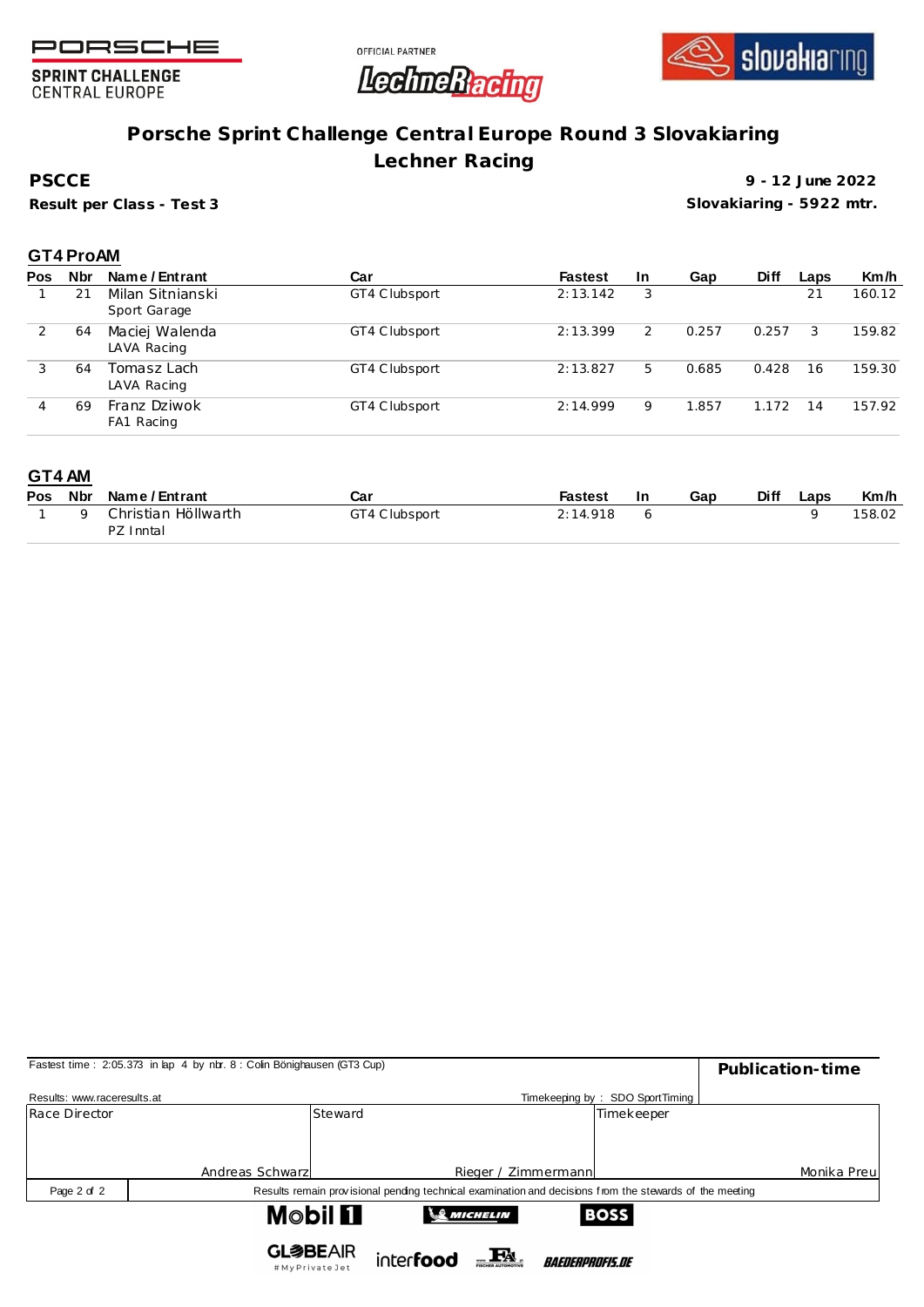PORSCHE
SPRINT CHALLENGE
CENTRAL EUROPE

OFFICIAL PARTNER
LechneRacing

slovakiaring

# Porsche Sprint Challenge Central Europe Round 3 Slovakiaring
## Lechner Racing

**PSCCE** | **9 - 12 June 2022**

**Result per Class - Test 3** | **Slovakiaring - 5922 mtr.**

### GT4 ProAM

| Pos | Nbr | Name / Entrant | Car | Fastest | In | Gap | Diff | Laps | Km/h |
|---|---|---|---|---|---|---|---|---|---|
| 1 | 21 | Milan Sitnianski<br>Sport Garage | GT4 Clubsport | 2:13.142 | 3 | | | 21 | 160.12 |
| 2 | 64 | Maciej Walenda<br>LAVA Racing | GT4 Clubsport | 2:13.399 | 2 | 0.257 | 0.257 | 3 | 159.82 |
| 3 | 64 | Tomasz Lach<br>LAVA Racing | GT4 Clubsport | 2:13.827 | 5 | 0.685 | 0.428 | 16 | 159.30 |
| 4 | 69 | Franz Dziwok<br>FA1 Racing | GT4 Clubsport | 2:14.999 | 9 | 1.857 | 1.172 | 14 | 157.92 |

### GT4 AM

| Pos | Nbr | Name / Entrant | Car | Fastest | In | Gap | Diff | Laps | Km/h |
|---|---|---|---|---|---|---|---|---|---|
| 1 | 9 | Christian Höllwarth<br>PZ Inntal | GT4 Clubsport | 2:14.918 | 6 | | | 9 | 158.02 |

Fastest time : 2:05.373 in lap 4 by nbr. 8 : Colin Bönighausen (GT3 Cup)

**Publication-time**

Results: www.raceresults.at

Timekeeping by : SDO SportTiming

| Race Director | Steward | Timekeeper |
|---|---|---|
| Andreas Schwarz | Rieger / Zimmermann | Monika Preu |

Results remain provisional pending technical examination and decisions from the stewards of the meeting

Mobil 1 · MICHELIN · BOSS · GLOBEAIR #MyPrivateJet · interfood · FA Fischer Automotive · BAEDERPROFIS.DE